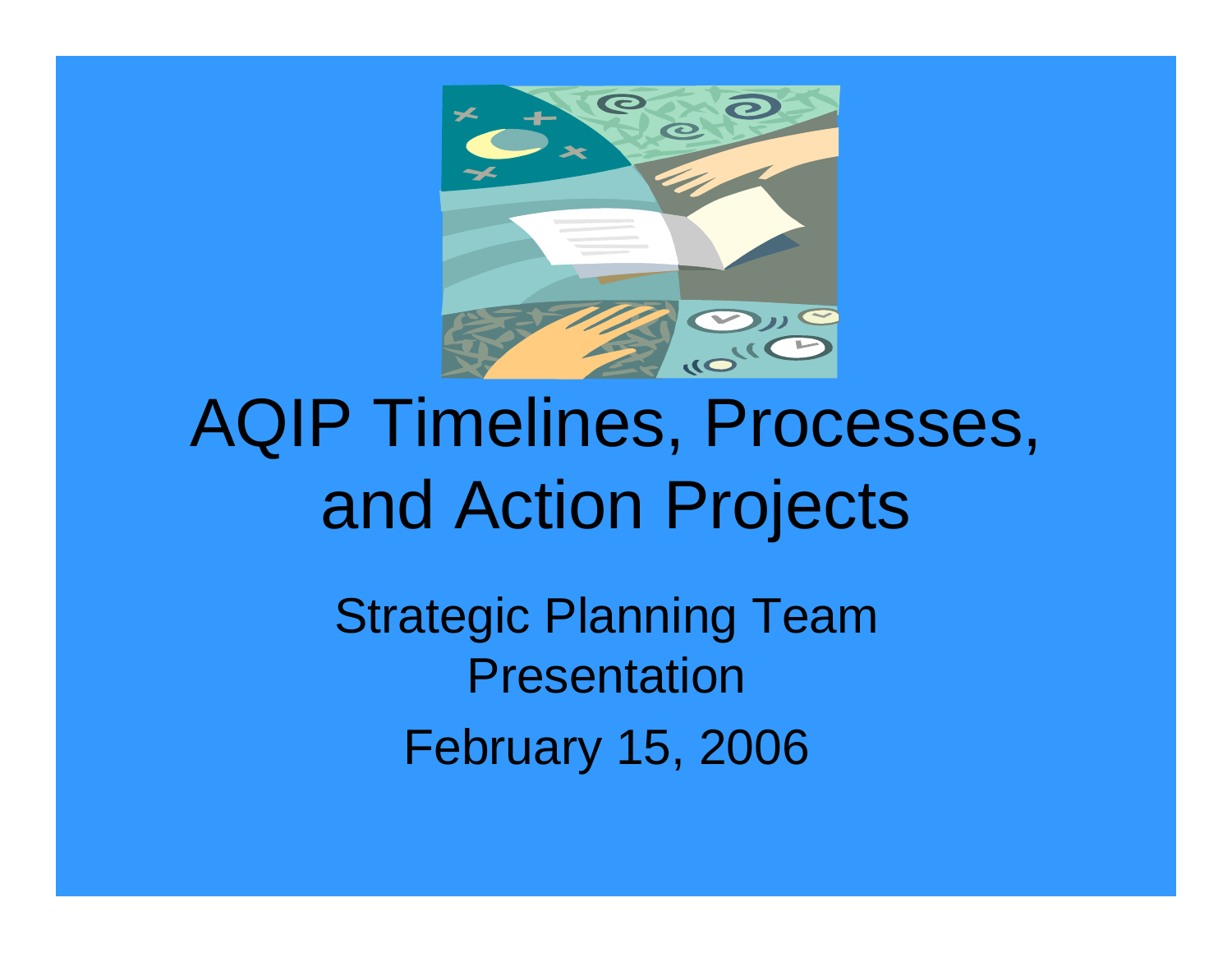# AQIP Timelines, Processes, and Action Projects

Strategic Planning Team Presentation

February 15, 2006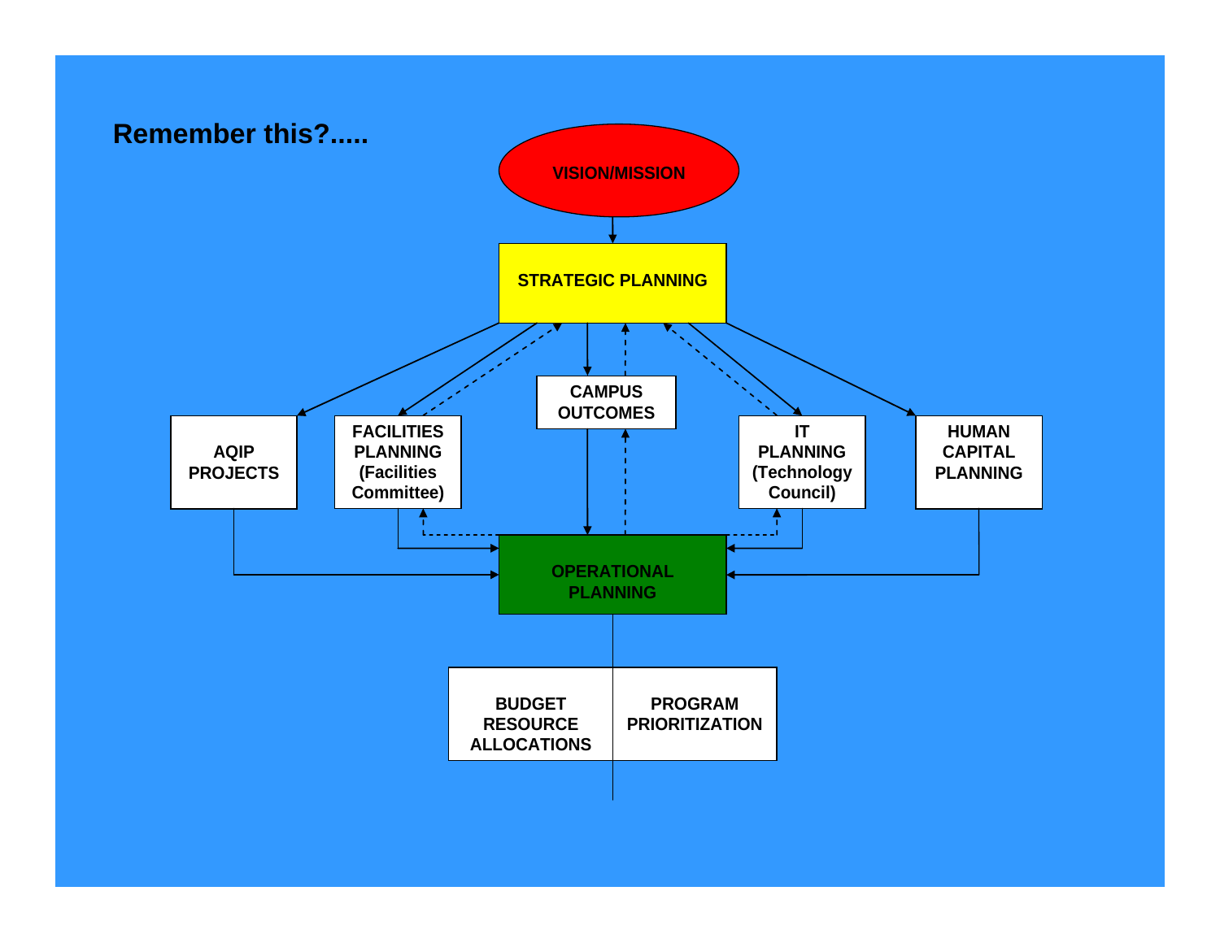## Remember this?.....

VISION/MISSION

STRATEGIC PLANNING

CAMPUS OUTCOMES

AQIP PROJECTS

FACILITIES PLANNING (Facilities Committee)

IT PLANNING (Technology Council)

HUMAN CAPITAL PLANNING

OPERATIONAL PLANNING

BUDGET RESOURCE ALLOCATIONS

PROGRAM PRIORITIZATION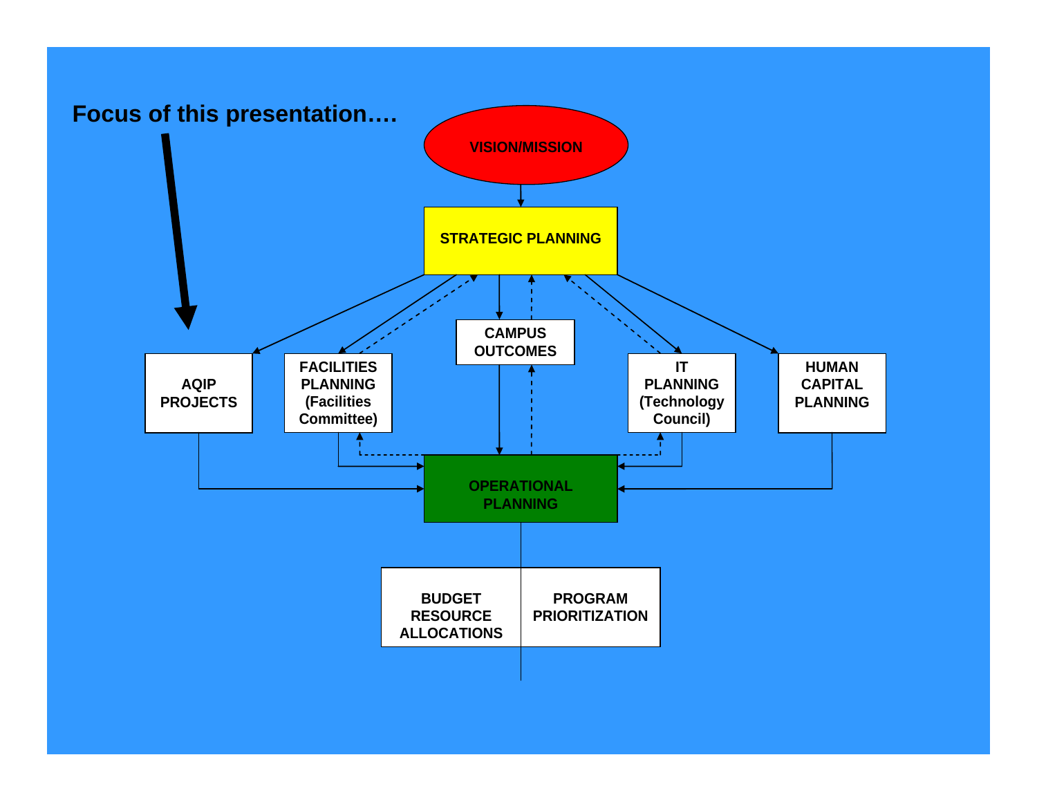Focus of this presentation….

VISION/MISSION

STRATEGIC PLANNING

CAMPUS OUTCOMES

AQIP PROJECTS

FACILITIES PLANNING (Facilities Committee)

IT PLANNING (Technology Council)

HUMAN CAPITAL PLANNING

OPERATIONAL PLANNING

BUDGET RESOURCE ALLOCATIONS

PROGRAM PRIORITIZATION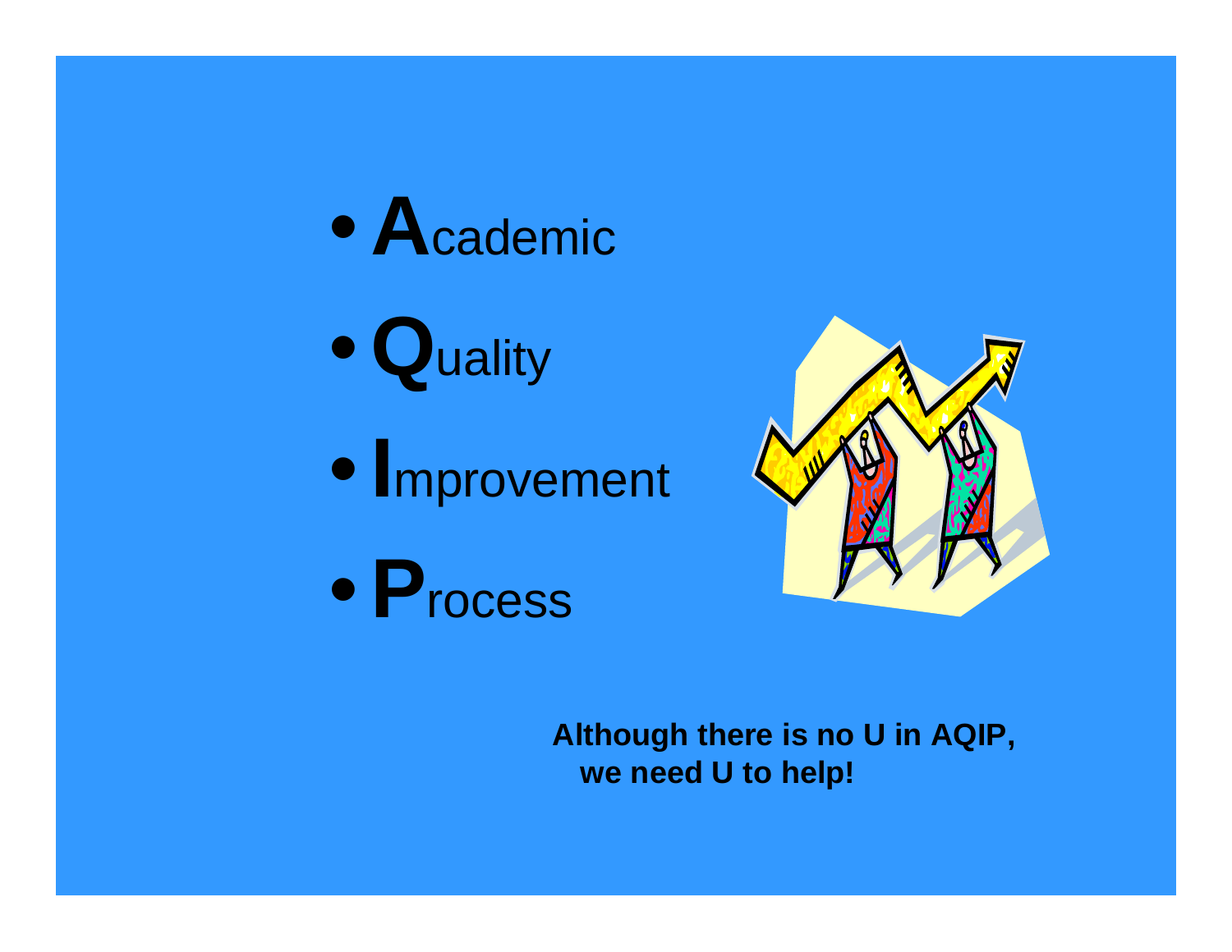- **A**cademic
- **Q**uality
- **I**mprovement
- **P**rocess

**Although there is no U in AQIP, we need U to help!**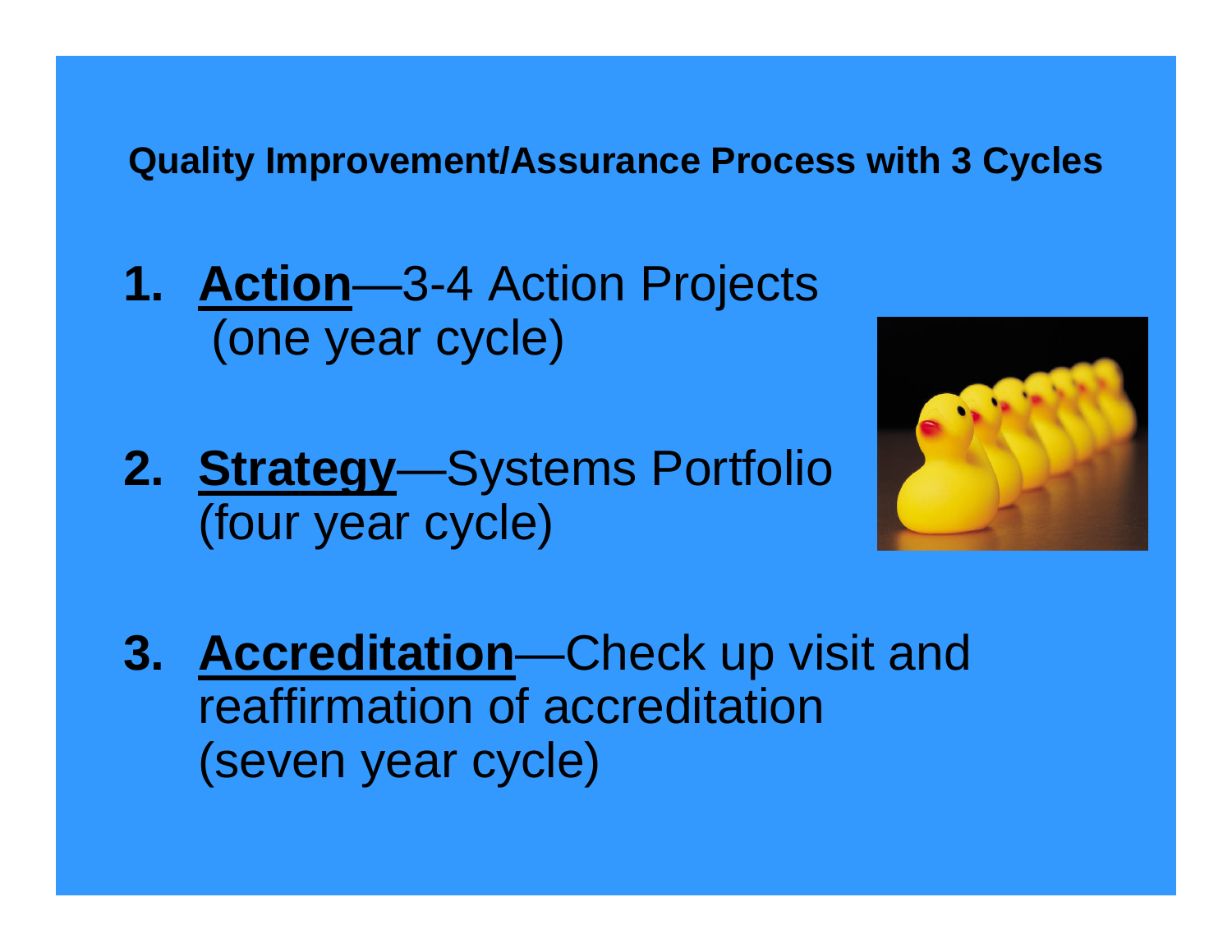**Quality Improvement/Assurance Process with 3 Cycles**

1. **Action**—3-4 Action Projects (one year cycle)

2. **Strategy**—Systems Portfolio (four year cycle)

3. **Accreditation**—Check up visit and reaffirmation of accreditation (seven year cycle)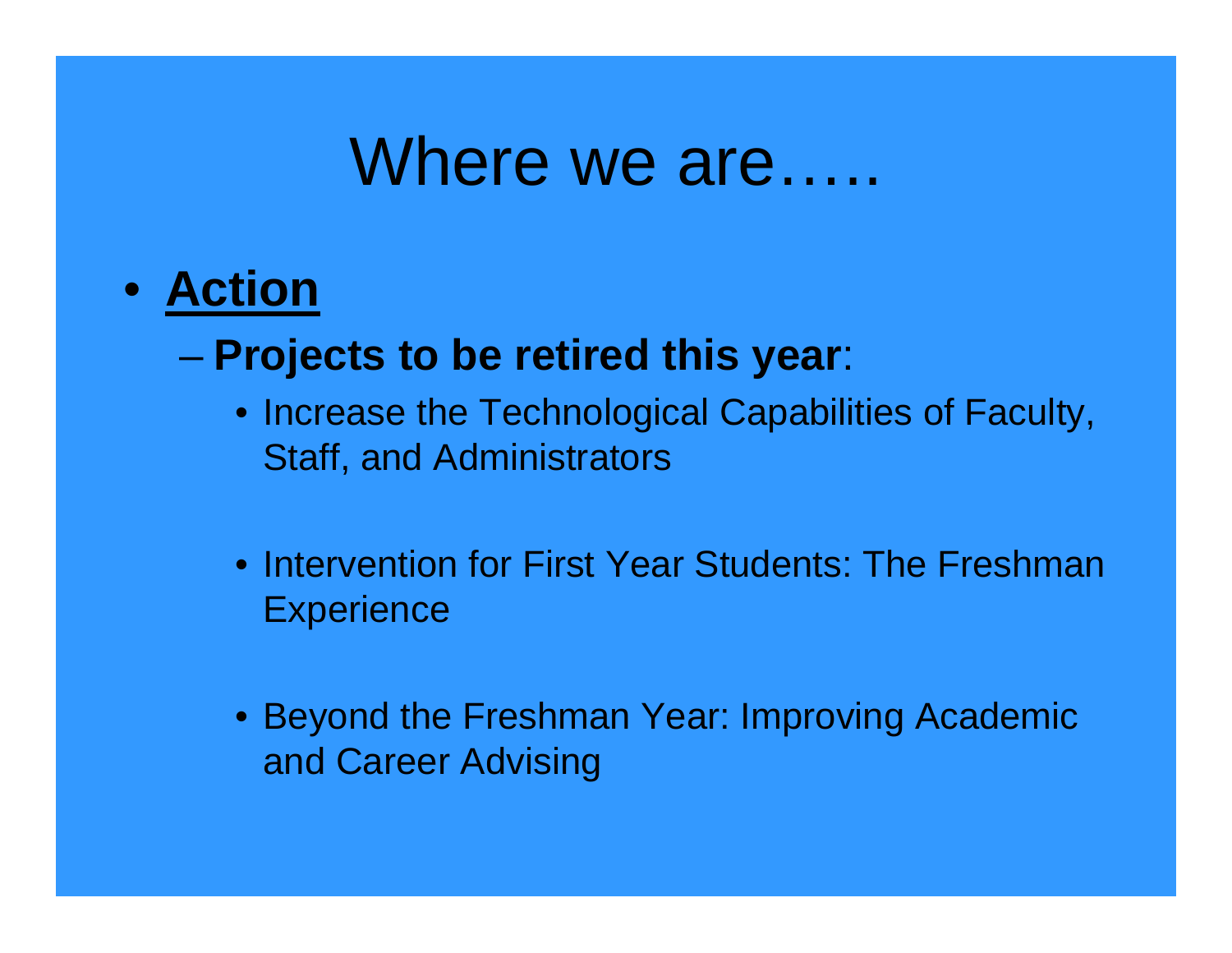# Where we are…..

- **Action**
  - **Projects to be retired this year**:
    - Increase the Technological Capabilities of Faculty, Staff, and Administrators
    - Intervention for First Year Students: The Freshman Experience
    - Beyond the Freshman Year: Improving Academic and Career Advising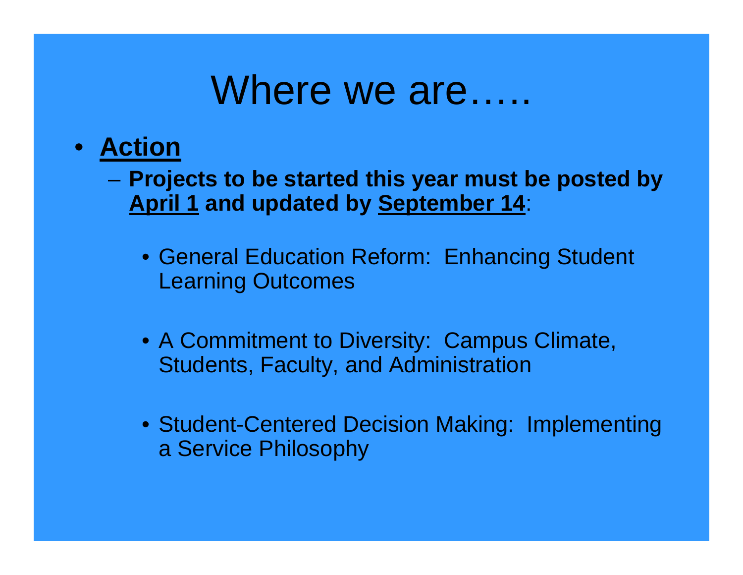# Where we are…..

- **Action**
  - **Projects to be started this year must be posted by April 1 and updated by September 14**:
    - General Education Reform: Enhancing Student Learning Outcomes
    - A Commitment to Diversity: Campus Climate, Students, Faculty, and Administration
    - Student-Centered Decision Making: Implementing a Service Philosophy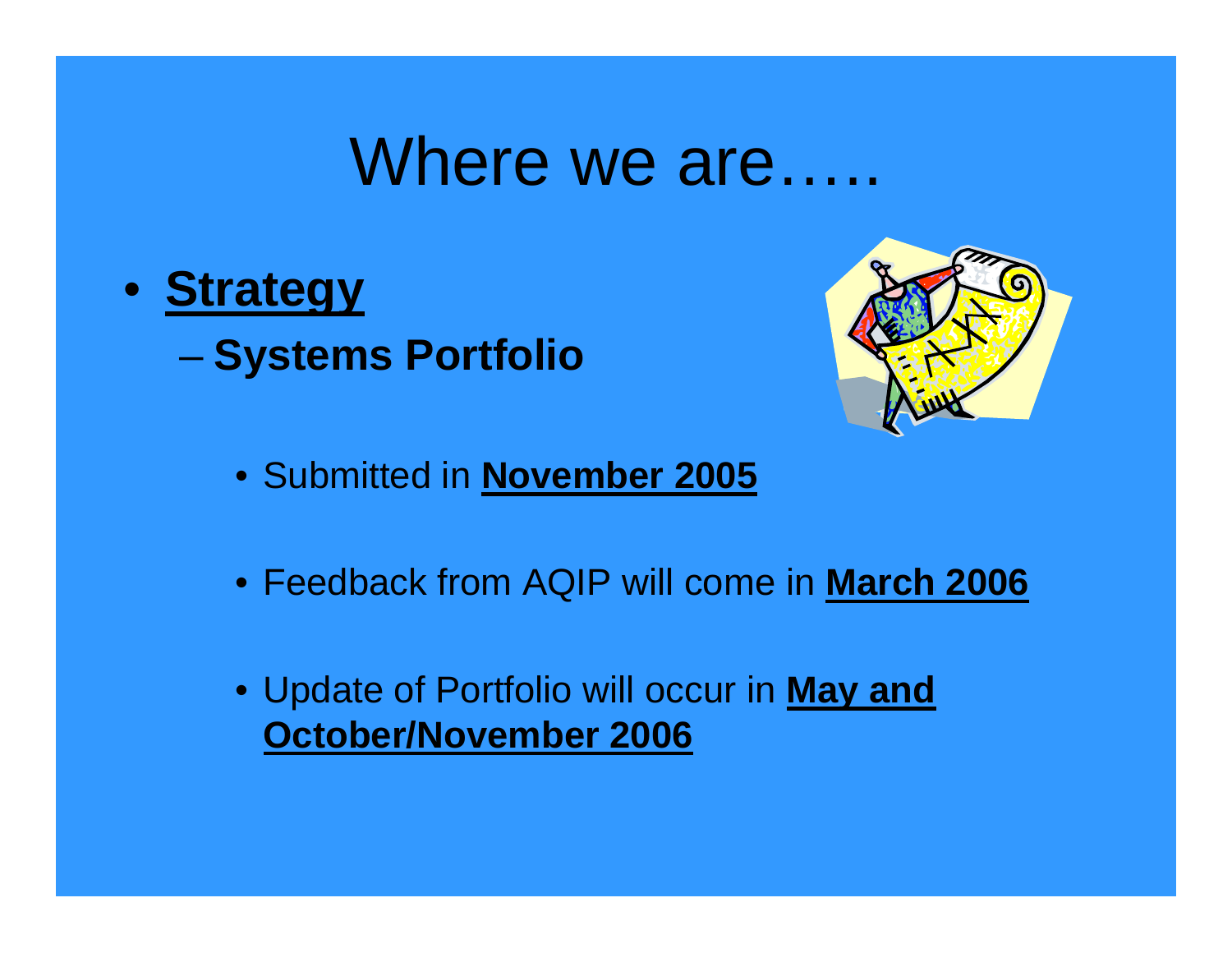# Where we are…..

- **Strategy**
  - **Systems Portfolio**
    - Submitted in **November 2005**
    - Feedback from AQIP will come in **March 2006**
    - Update of Portfolio will occur in **May and October/November 2006**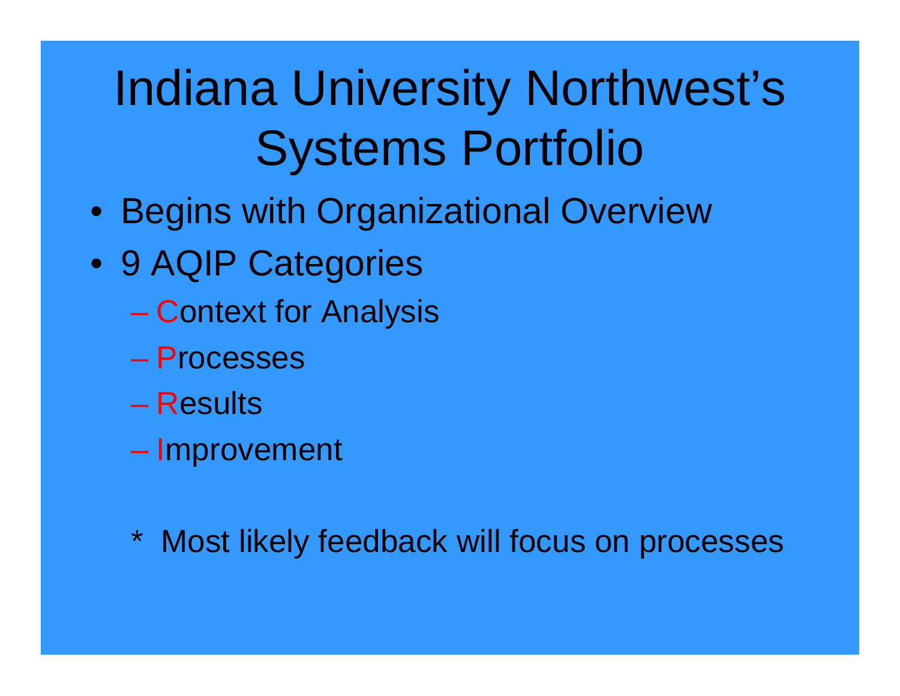# Indiana University Northwest's Systems Portfolio

- Begins with Organizational Overview
- 9 AQIP Categories
  - Context for Analysis
  - Processes
  - Results
  - Improvement

* Most likely feedback will focus on processes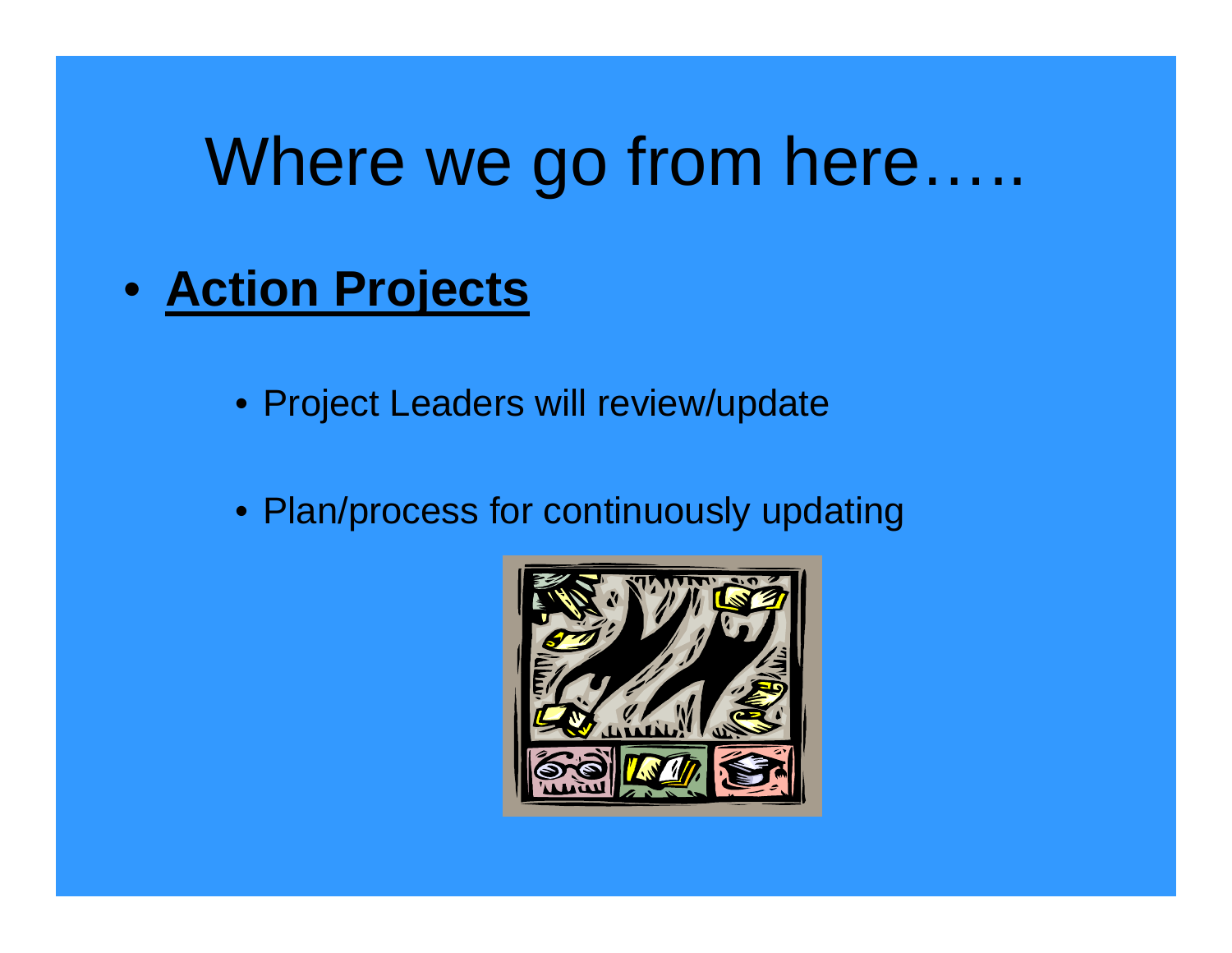# Where we go from here…..

- **Action Projects**
  - Project Leaders will review/update
  - Plan/process for continuously updating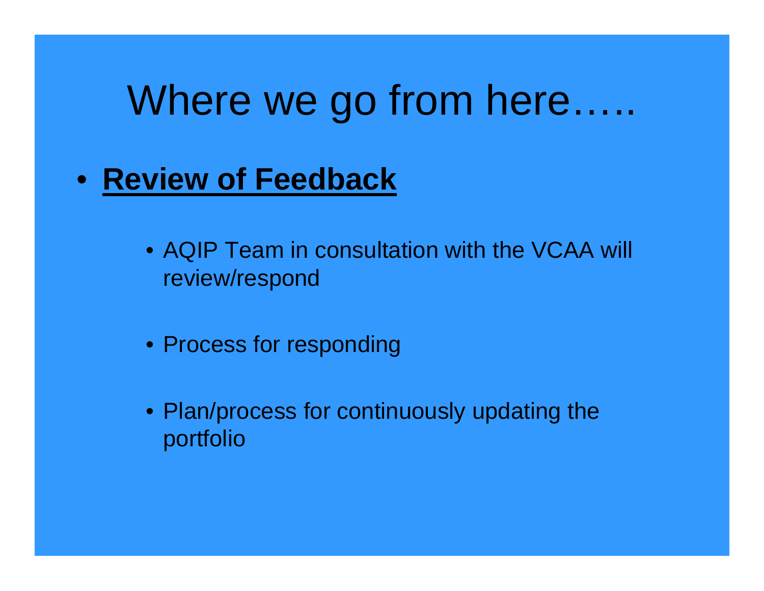# Where we go from here…..

- <u>**Review of Feedback**</u>
  - AQIP Team in consultation with the VCAA will review/respond
  - Process for responding
  - Plan/process for continuously updating the portfolio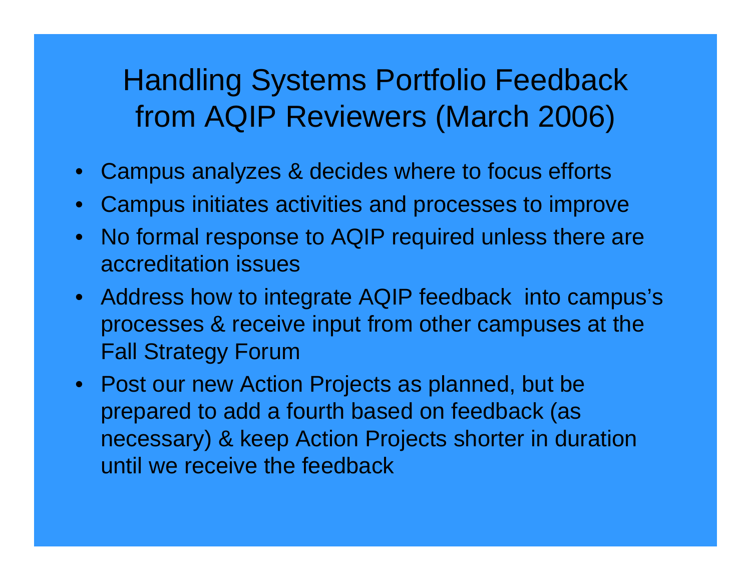# Handling Systems Portfolio Feedback from AQIP Reviewers (March 2006)

- Campus analyzes & decides where to focus efforts
- Campus initiates activities and processes to improve
- No formal response to AQIP required unless there are accreditation issues
- Address how to integrate AQIP feedback into campus's processes & receive input from other campuses at the Fall Strategy Forum
- Post our new Action Projects as planned, but be prepared to add a fourth based on feedback (as necessary) & keep Action Projects shorter in duration until we receive the feedback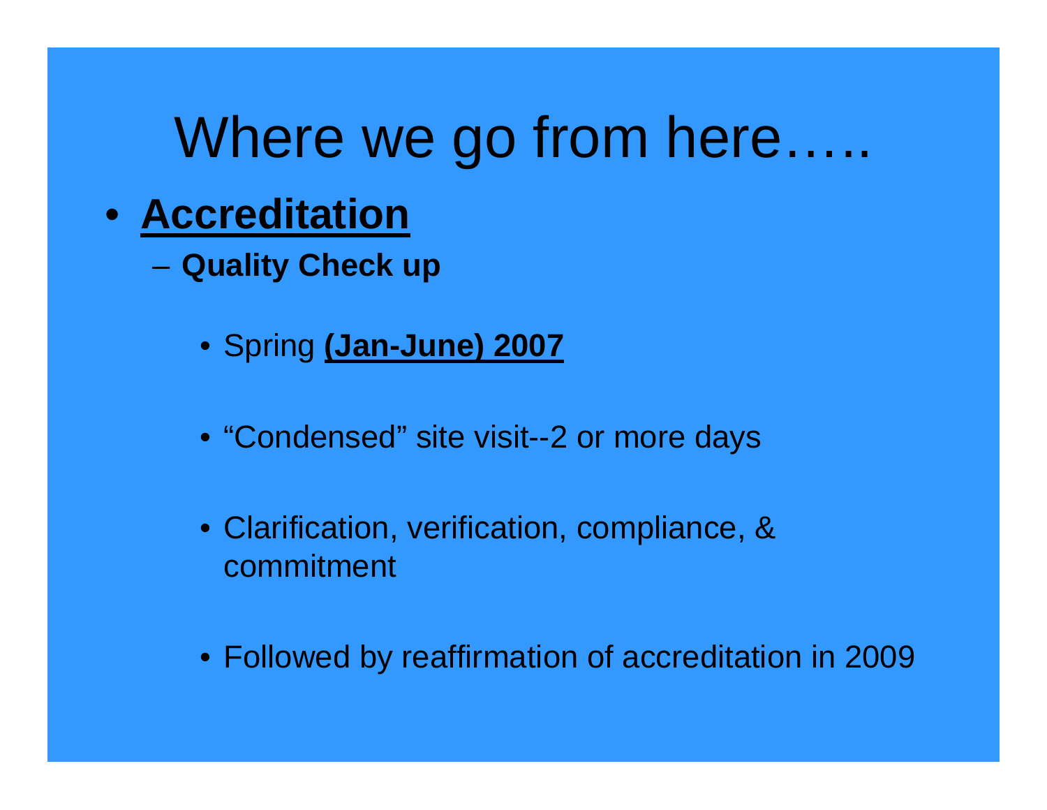# Where we go from here…..

- **<u>Accreditation</u>**
  - **Quality Check up**
    - Spring **<u>(Jan-June) 2007</u>**
    - "Condensed" site visit--2 or more days
    - Clarification, verification, compliance, & commitment
    - Followed by reaffirmation of accreditation in 2009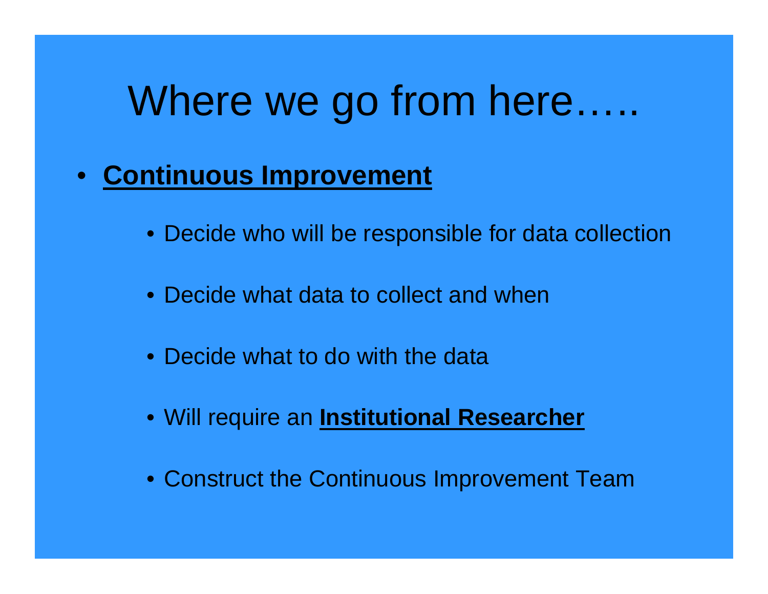# Where we go from here…..

- **Continuous Improvement**
    - Decide who will be responsible for data collection
    - Decide what data to collect and when
    - Decide what to do with the data
    - Will require an **Institutional Researcher**
    - Construct the Continuous Improvement Team